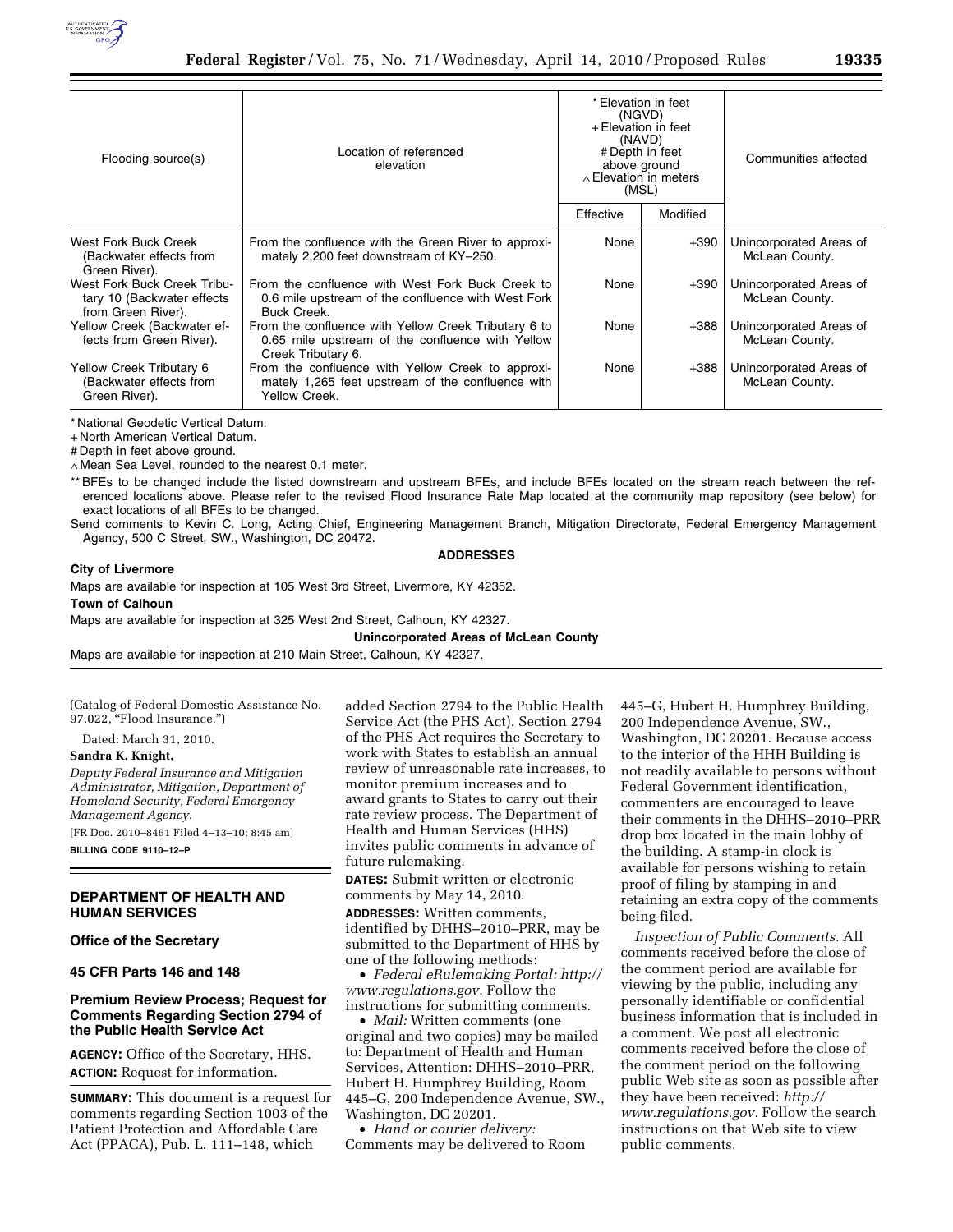| Flooding source(s) | Location of referenced elevation | * Elevation in feet (NGVD) + Elevation in feet (NAVD) # Depth in feet above ground ∧ Elevation in meters (MSL) | | Communities affected |
|---|---|---|---|---|
| | | Effective | Modified | |
| West Fork Buck Creek (Backwater effects from Green River). | From the confluence with the Green River to approximately 2,200 feet downstream of KY–250. | None | +390 | Unincorporated Areas of McLean County. |
| West Fork Buck Creek Tributary 10 (Backwater effects from Green River). | From the confluence with West Fork Buck Creek to 0.6 mile upstream of the confluence with West Fork Buck Creek. | None | +390 | Unincorporated Areas of McLean County. |
| Yellow Creek (Backwater effects from Green River). | From the confluence with Yellow Creek Tributary 6 to 0.65 mile upstream of the confluence with Yellow Creek Tributary 6. | None | +388 | Unincorporated Areas of McLean County. |
| Yellow Creek Tributary 6 (Backwater effects from Green River). | From the confluence with Yellow Creek to approximately 1,265 feet upstream of the confluence with Yellow Creek. | None | +388 | Unincorporated Areas of McLean County. |

\* National Geodetic Vertical Datum.

\+ North American Vertical Datum.

\# Depth in feet above ground.

∧ Mean Sea Level, rounded to the nearest 0.1 meter.

\*\* BFEs to be changed include the listed downstream and upstream BFEs, and include BFEs located on the stream reach between the referenced locations above. Please refer to the revised Flood Insurance Rate Map located at the community map repository (see below) for exact locations of all BFEs to be changed.

Send comments to Kevin C. Long, Acting Chief, Engineering Management Branch, Mitigation Directorate, Federal Emergency Management Agency, 500 C Street, SW., Washington, DC 20472.

**ADDRESSES**

**City of Livermore**

Maps are available for inspection at 105 West 3rd Street, Livermore, KY 42352.

**Town of Calhoun**

Maps are available for inspection at 325 West 2nd Street, Calhoun, KY 42327.

**Unincorporated Areas of McLean County**

Maps are available for inspection at 210 Main Street, Calhoun, KY 42327.

(Catalog of Federal Domestic Assistance No. 97.022, "Flood Insurance.")

Dated: March 31, 2010.

**Sandra K. Knight,**

*Deputy Federal Insurance and Mitigation Administrator, Mitigation, Department of Homeland Security, Federal Emergency Management Agency.*

[FR Doc. 2010–8461 Filed 4–13–10; 8:45 am]

**BILLING CODE 9110–12–P**

## DEPARTMENT OF HEALTH AND HUMAN SERVICES

### Office of the Secretary

### 45 CFR Parts 146 and 148

### Premium Review Process; Request for Comments Regarding Section 2794 of the Public Health Service Act

**AGENCY:** Office of the Secretary, HHS.

**ACTION:** Request for information.

**SUMMARY:** This document is a request for comments regarding Section 1003 of the Patient Protection and Affordable Care Act (PPACA), Pub. L. 111–148, which added Section 2794 to the Public Health Service Act (the PHS Act). Section 2794 of the PHS Act requires the Secretary to work with States to establish an annual review of unreasonable rate increases, to monitor premium increases and to award grants to States to carry out their rate review process. The Department of Health and Human Services (HHS) invites public comments in advance of future rulemaking.

**DATES:** Submit written or electronic comments by May 14, 2010.

**ADDRESSES:** Written comments, identified by DHHS–2010–PRR, may be submitted to the Department of HHS by one of the following methods:

- *Federal eRulemaking Portal: http://www.regulations.gov.* Follow the instructions for submitting comments.
- *Mail:* Written comments (one original and two copies) may be mailed to: Department of Health and Human Services, Attention: DHHS–2010–PRR, Hubert H. Humphrey Building, Room 445–G, 200 Independence Avenue, SW., Washington, DC 20201.
- *Hand or courier delivery:* Comments may be delivered to Room 445–G, Hubert H. Humphrey Building, 200 Independence Avenue, SW., Washington, DC 20201. Because access to the interior of the HHH Building is not readily available to persons without Federal Government identification, commenters are encouraged to leave their comments in the DHHS–2010–PRR drop box located in the main lobby of the building. A stamp-in clock is available for persons wishing to retain proof of filing by stamping in and retaining an extra copy of the comments being filed.

*Inspection of Public Comments.* All comments received before the close of the comment period are available for viewing by the public, including any personally identifiable or confidential business information that is included in a comment. We post all electronic comments received before the close of the comment period on the following public Web site as soon as possible after they have been received: *http://www.regulations.gov.* Follow the search instructions on that Web site to view public comments.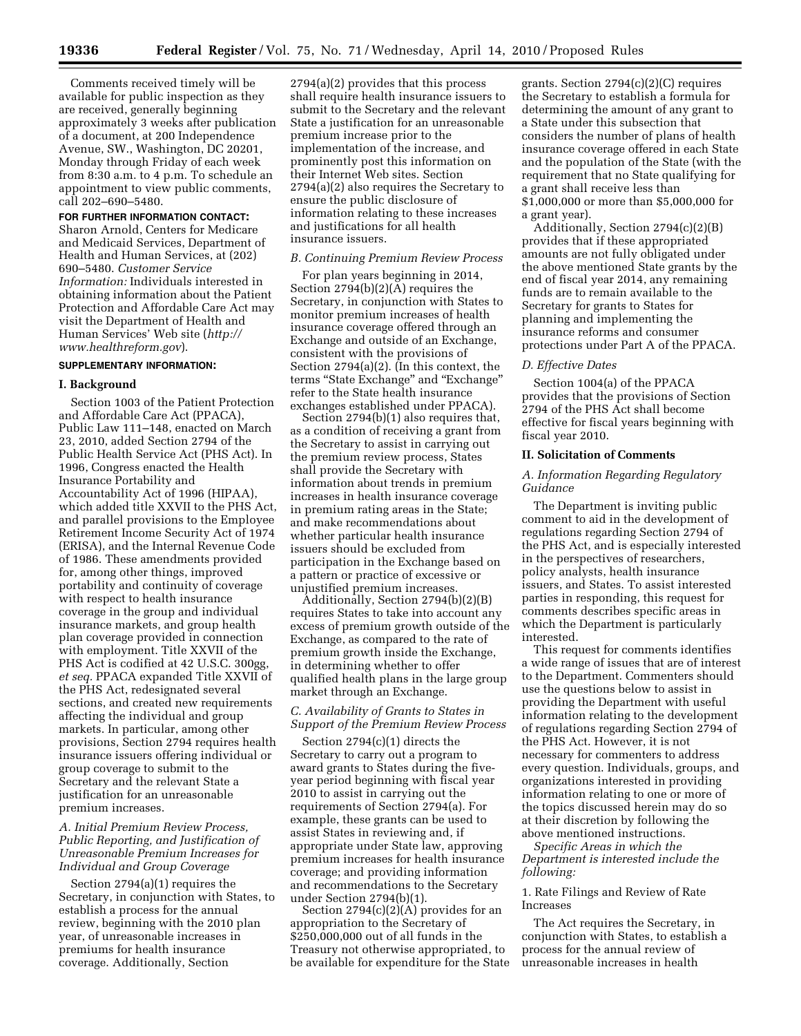Comments received timely will be available for public inspection as they are received, generally beginning approximately 3 weeks after publication of a document, at 200 Independence Avenue, SW., Washington, DC 20201, Monday through Friday of each week from 8:30 a.m. to 4 p.m. To schedule an appointment to view public comments, call 202–690–5480.

**FOR FURTHER INFORMATION CONTACT:** Sharon Arnold, Centers for Medicare and Medicaid Services, Department of Health and Human Services, at (202) 690–5480. *Customer Service Information:* Individuals interested in obtaining information about the Patient Protection and Affordable Care Act may visit the Department of Health and Human Services' Web site (*http://www.healthreform.gov*).

**SUPPLEMENTARY INFORMATION:**

## I. Background

Section 1003 of the Patient Protection and Affordable Care Act (PPACA), Public Law 111–148, enacted on March 23, 2010, added Section 2794 of the Public Health Service Act (PHS Act). In 1996, Congress enacted the Health Insurance Portability and Accountability Act of 1996 (HIPAA), which added title XXVII to the PHS Act, and parallel provisions to the Employee Retirement Income Security Act of 1974 (ERISA), and the Internal Revenue Code of 1986. These amendments provided for, among other things, improved portability and continuity of coverage with respect to health insurance coverage in the group and individual insurance markets, and group health plan coverage provided in connection with employment. Title XXVII of the PHS Act is codified at 42 U.S.C. 300gg, *et seq.* PPACA expanded Title XXVII of the PHS Act, redesignated several sections, and created new requirements affecting the individual and group markets. In particular, among other provisions, Section 2794 requires health insurance issuers offering individual or group coverage to submit to the Secretary and the relevant State a justification for an unreasonable premium increases.

### *A. Initial Premium Review Process, Public Reporting, and Justification of Unreasonable Premium Increases for Individual and Group Coverage*

Section 2794(a)(1) requires the Secretary, in conjunction with States, to establish a process for the annual review, beginning with the 2010 plan year, of unreasonable increases in premiums for health insurance coverage. Additionally, Section 2794(a)(2) provides that this process shall require health insurance issuers to submit to the Secretary and the relevant State a justification for an unreasonable premium increase prior to the implementation of the increase, and prominently post this information on their Internet Web sites. Section 2794(a)(2) also requires the Secretary to ensure the public disclosure of information relating to these increases and justifications for all health insurance issuers.

### *B. Continuing Premium Review Process*

For plan years beginning in 2014, Section 2794(b)(2)(A) requires the Secretary, in conjunction with States to monitor premium increases of health insurance coverage offered through an Exchange and outside of an Exchange, consistent with the provisions of Section 2794(a)(2). (In this context, the terms "State Exchange" and "Exchange" refer to the State health insurance exchanges established under PPACA).

Section 2794(b)(1) also requires that, as a condition of receiving a grant from the Secretary to assist in carrying out the premium review process, States shall provide the Secretary with information about trends in premium increases in health insurance coverage in premium rating areas in the State; and make recommendations about whether particular health insurance issuers should be excluded from participation in the Exchange based on a pattern or practice of excessive or unjustified premium increases.

Additionally, Section 2794(b)(2)(B) requires States to take into account any excess of premium growth outside of the Exchange, as compared to the rate of premium growth inside the Exchange, in determining whether to offer qualified health plans in the large group market through an Exchange.

### *C. Availability of Grants to States in Support of the Premium Review Process*

Section 2794(c)(1) directs the Secretary to carry out a program to award grants to States during the five-year period beginning with fiscal year 2010 to assist in carrying out the requirements of Section 2794(a). For example, these grants can be used to assist States in reviewing and, if appropriate under State law, approving premium increases for health insurance coverage; and providing information and recommendations to the Secretary under Section 2794(b)(1).

Section 2794(c)(2)(A) provides for an appropriation to the Secretary of $250,000,000 out of all funds in the Treasury not otherwise appropriated, to be available for expenditure for the State grants. Section 2794(c)(2)(C) requires the Secretary to establish a formula for determining the amount of any grant to a State under this subsection that considers the number of plans of health insurance coverage offered in each State and the population of the State (with the requirement that no State qualifying for a grant shall receive less than $1,000,000 or more than $5,000,000 for a grant year).

Additionally, Section 2794(c)(2)(B) provides that if these appropriated amounts are not fully obligated under the above mentioned State grants by the end of fiscal year 2014, any remaining funds are to remain available to the Secretary for grants to States for planning and implementing the insurance reforms and consumer protections under Part A of the PPACA.

### *D. Effective Dates*

Section 1004(a) of the PPACA provides that the provisions of Section 2794 of the PHS Act shall become effective for fiscal years beginning with fiscal year 2010.

## II. Solicitation of Comments

### *A. Information Regarding Regulatory Guidance*

The Department is inviting public comment to aid in the development of regulations regarding Section 2794 of the PHS Act, and is especially interested in the perspectives of researchers, policy analysts, health insurance issuers, and States. To assist interested parties in responding, this request for comments describes specific areas in which the Department is particularly interested.

This request for comments identifies a wide range of issues that are of interest to the Department. Commenters should use the questions below to assist in providing the Department with useful information relating to the development of regulations regarding Section 2794 of the PHS Act. However, it is not necessary for commenters to address every question. Individuals, groups, and organizations interested in providing information relating to one or more of the topics discussed herein may do so at their discretion by following the above mentioned instructions.

*Specific Areas in which the Department is interested include the following:*

1. Rate Filings and Review of Rate Increases

The Act requires the Secretary, in conjunction with States, to establish a process for the annual review of unreasonable increases in health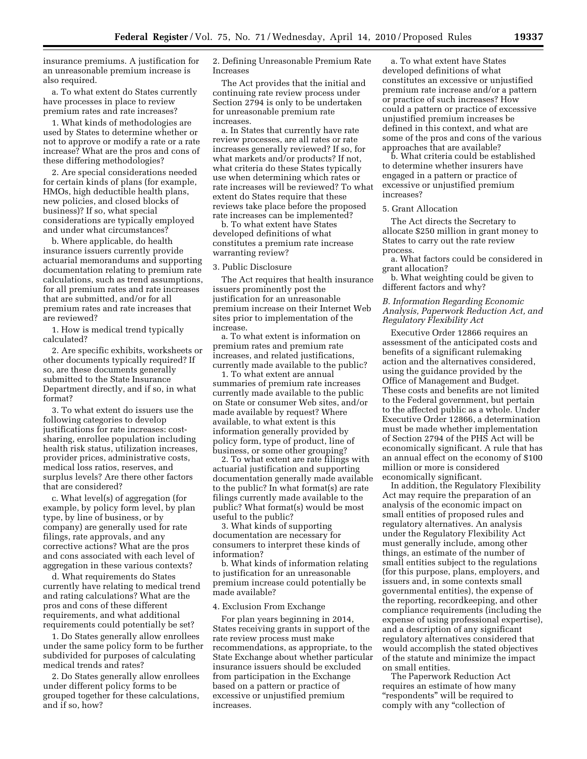insurance premiums. A justification for an unreasonable premium increase is also required.

a. To what extent do States currently have processes in place to review premium rates and rate increases?

1. What kinds of methodologies are used by States to determine whether or not to approve or modify a rate or a rate increase? What are the pros and cons of these differing methodologies?

2. Are special considerations needed for certain kinds of plans (for example, HMOs, high deductible health plans, new policies, and closed blocks of business)? If so, what special considerations are typically employed and under what circumstances?

b. Where applicable, do health insurance issuers currently provide actuarial memorandums and supporting documentation relating to premium rate calculations, such as trend assumptions, for all premium rates and rate increases that are submitted, and/or for all premium rates and rate increases that are reviewed?

1. How is medical trend typically calculated?

2. Are specific exhibits, worksheets or other documents typically required? If so, are these documents generally submitted to the State Insurance Department directly, and if so, in what format?

3. To what extent do issuers use the following categories to develop justifications for rate increases: cost-sharing, enrollee population including health risk status, utilization increases, provider prices, administrative costs, medical loss ratios, reserves, and surplus levels? Are there other factors that are considered?

c. What level(s) of aggregation (for example, by policy form level, by plan type, by line of business, or by company) are generally used for rate filings, rate approvals, and any corrective actions? What are the pros and cons associated with each level of aggregation in these various contexts?

d. What requirements do States currently have relating to medical trend and rating calculations? What are the pros and cons of these different requirements, and what additional requirements could potentially be set?

1. Do States generally allow enrollees under the same policy form to be further subdivided for purposes of calculating medical trends and rates?

2. Do States generally allow enrollees under different policy forms to be grouped together for these calculations, and if so, how?

2. Defining Unreasonable Premium Rate Increases

The Act provides that the initial and continuing rate review process under Section 2794 is only to be undertaken for unreasonable premium rate increases.

a. In States that currently have rate review processes, are all rates or rate increases generally reviewed? If so, for what markets and/or products? If not, what criteria do these States typically use when determining which rates or rate increases will be reviewed? To what extent do States require that these reviews take place before the proposed rate increases can be implemented?

b. To what extent have States developed definitions of what constitutes a premium rate increase warranting review?

3. Public Disclosure

The Act requires that health insurance issuers prominently post the justification for an unreasonable premium increase on their Internet Web sites prior to implementation of the increase.

a. To what extent is information on premium rates and premium rate increases, and related justifications, currently made available to the public?

1. To what extent are annual summaries of premium rate increases currently made available to the public on State or consumer Web sites, and/or made available by request? Where available, to what extent is this information generally provided by policy form, type of product, line of business, or some other grouping?

2. To what extent are rate filings with actuarial justification and supporting documentation generally made available to the public? In what format(s) are rate filings currently made available to the public? What format(s) would be most useful to the public?

3. What kinds of supporting documentation are necessary for consumers to interpret these kinds of information?

b. What kinds of information relating to justification for an unreasonable premium increase could potentially be made available?

4. Exclusion From Exchange

For plan years beginning in 2014, States receiving grants in support of the rate review process must make recommendations, as appropriate, to the State Exchange about whether particular insurance issuers should be excluded from participation in the Exchange based on a pattern or practice of excessive or unjustified premium increases.

a. To what extent have States developed definitions of what constitutes an excessive or unjustified premium rate increase and/or a pattern or practice of such increases? How could a pattern or practice of excessive unjustified premium increases be defined in this context, and what are some of the pros and cons of the various approaches that are available?

b. What criteria could be established to determine whether insurers have engaged in a pattern or practice of excessive or unjustified premium increases?

5. Grant Allocation

The Act directs the Secretary to allocate $250 million in grant money to States to carry out the rate review process.

a. What factors could be considered in grant allocation?

b. What weighting could be given to different factors and why?

### *B. Information Regarding Economic Analysis, Paperwork Reduction Act, and Regulatory Flexibility Act*

Executive Order 12866 requires an assessment of the anticipated costs and benefits of a significant rulemaking action and the alternatives considered, using the guidance provided by the Office of Management and Budget. These costs and benefits are not limited to the Federal government, but pertain to the affected public as a whole. Under Executive Order 12866, a determination must be made whether implementation of Section 2794 of the PHS Act will be economically significant. A rule that has an annual effect on the economy of $100 million or more is considered economically significant.

In addition, the Regulatory Flexibility Act may require the preparation of an analysis of the economic impact on small entities of proposed rules and regulatory alternatives. An analysis under the Regulatory Flexibility Act must generally include, among other things, an estimate of the number of small entities subject to the regulations (for this purpose, plans, employers, and issuers and, in some contexts small governmental entities), the expense of the reporting, recordkeeping, and other compliance requirements (including the expense of using professional expertise), and a description of any significant regulatory alternatives considered that would accomplish the stated objectives of the statute and minimize the impact on small entities.

The Paperwork Reduction Act requires an estimate of how many "respondents" will be required to comply with any "collection of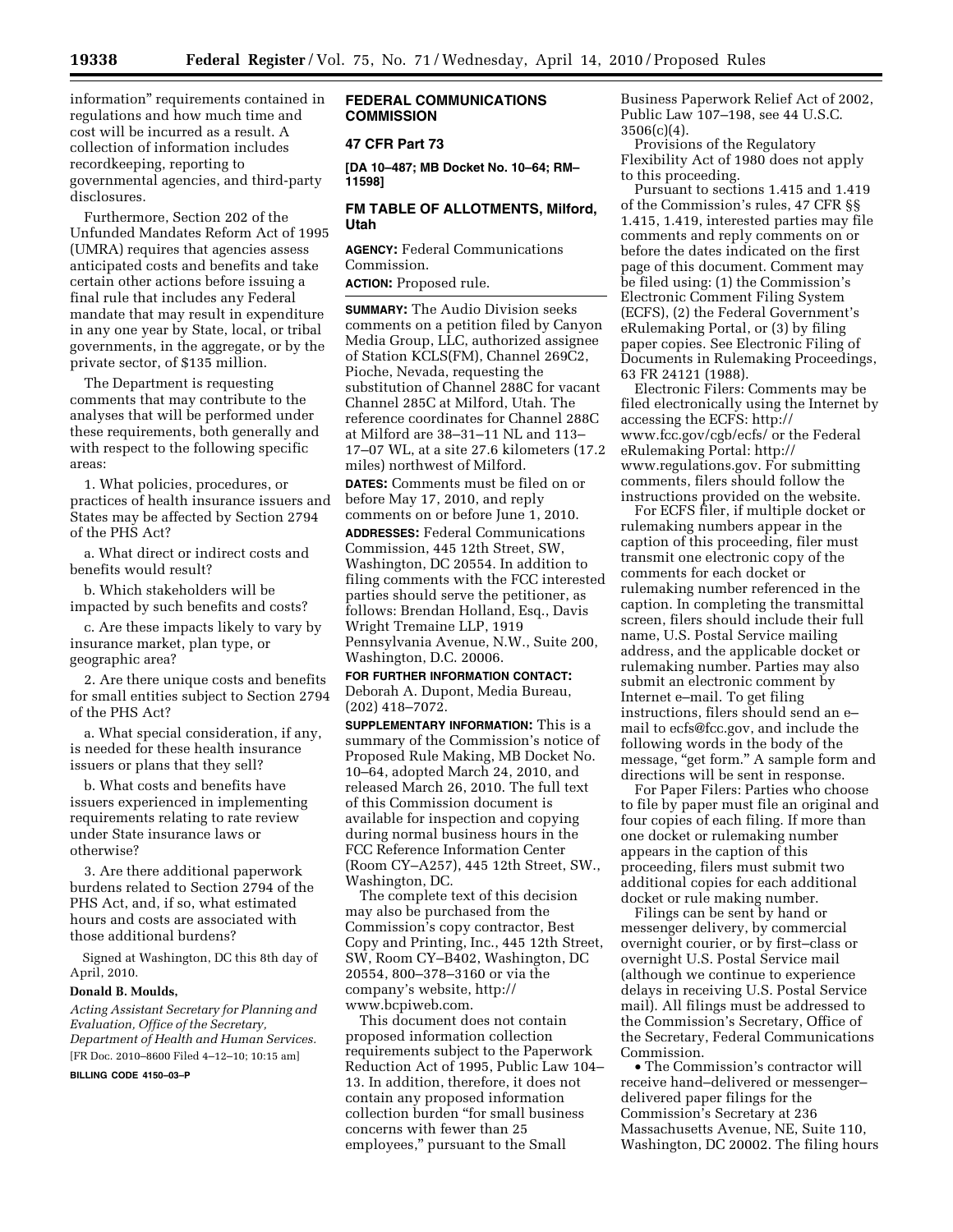information" requirements contained in regulations and how much time and cost will be incurred as a result. A collection of information includes recordkeeping, reporting to governmental agencies, and third-party disclosures.

Furthermore, Section 202 of the Unfunded Mandates Reform Act of 1995 (UMRA) requires that agencies assess anticipated costs and benefits and take certain other actions before issuing a final rule that includes any Federal mandate that may result in expenditure in any one year by State, local, or tribal governments, in the aggregate, or by the private sector, of $135 million.

The Department is requesting comments that may contribute to the analyses that will be performed under these requirements, both generally and with respect to the following specific areas:

1. What policies, procedures, or practices of health insurance issuers and States may be affected by Section 2794 of the PHS Act?

a. What direct or indirect costs and benefits would result?

b. Which stakeholders will be impacted by such benefits and costs?

c. Are these impacts likely to vary by insurance market, plan type, or geographic area?

2. Are there unique costs and benefits for small entities subject to Section 2794 of the PHS Act?

a. What special consideration, if any, is needed for these health insurance issuers or plans that they sell?

b. What costs and benefits have issuers experienced in implementing requirements relating to rate review under State insurance laws or otherwise?

3. Are there additional paperwork burdens related to Section 2794 of the PHS Act, and, if so, what estimated hours and costs are associated with those additional burdens?

Signed at Washington, DC this 8th day of April, 2010.

**Donald B. Moulds,**

*Acting Assistant Secretary for Planning and Evaluation, Office of the Secretary, Department of Health and Human Services.*

[FR Doc. 2010–8600 Filed 4–12–10; 10:15 am]

**BILLING CODE 4150–03–P**

## FEDERAL COMMUNICATIONS COMMISSION

### 47 CFR Part 73

**[DA 10–487; MB Docket No. 10–64; RM–11598]**

### FM TABLE OF ALLOTMENTS, Milford, Utah

**AGENCY:** Federal Communications Commission.

**ACTION:** Proposed rule.

**SUMMARY:** The Audio Division seeks comments on a petition filed by Canyon Media Group, LLC, authorized assignee of Station KCLS(FM), Channel 269C2, Pioche, Nevada, requesting the substitution of Channel 288C for vacant Channel 285C at Milford, Utah. The reference coordinates for Channel 288C at Milford are 38–31–11 NL and 113–17–07 WL, at a site 27.6 kilometers (17.2 miles) northwest of Milford.

**DATES:** Comments must be filed on or before May 17, 2010, and reply comments on or before June 1, 2010.

**ADDRESSES:** Federal Communications Commission, 445 12th Street, SW, Washington, DC 20554. In addition to filing comments with the FCC interested parties should serve the petitioner, as follows: Brendan Holland, Esq., Davis Wright Tremaine LLP, 1919 Pennsylvania Avenue, N.W., Suite 200, Washington, D.C. 20006.

**FOR FURTHER INFORMATION CONTACT:** Deborah A. Dupont, Media Bureau, (202) 418–7072.

**SUPPLEMENTARY INFORMATION:** This is a summary of the Commission's notice of Proposed Rule Making, MB Docket No. 10–64, adopted March 24, 2010, and released March 26, 2010. The full text of this Commission document is available for inspection and copying during normal business hours in the FCC Reference Information Center (Room CY–A257), 445 12th Street, SW., Washington, DC.

The complete text of this decision may also be purchased from the Commission's copy contractor, Best Copy and Printing, Inc., 445 12th Street, SW, Room CY–B402, Washington, DC 20554, 800–378–3160 or via the company's website, http://www.bcpiweb.com.

This document does not contain proposed information collection requirements subject to the Paperwork Reduction Act of 1995, Public Law 104–13. In addition, therefore, it does not contain any proposed information collection burden "for small business concerns with fewer than 25 employees," pursuant to the Small Business Paperwork Relief Act of 2002, Public Law 107–198, see 44 U.S.C. 3506(c)(4).

Provisions of the Regulatory Flexibility Act of 1980 does not apply to this proceeding.

Pursuant to sections 1.415 and 1.419 of the Commission's rules, 47 CFR §§ 1.415, 1.419, interested parties may file comments and reply comments on or before the dates indicated on the first page of this document. Comment may be filed using: (1) the Commission's Electronic Comment Filing System (ECFS), (2) the Federal Government's eRulemaking Portal, or (3) by filing paper copies. See Electronic Filing of Documents in Rulemaking Proceedings, 63 FR 24121 (1988).

Electronic Filers: Comments may be filed electronically using the Internet by accessing the ECFS: http://www.fcc.gov/cgb/ecfs/ or the Federal eRulemaking Portal: http://www.regulations.gov. For submitting comments, filers should follow the instructions provided on the website.

For ECFS filer, if multiple docket or rulemaking numbers appear in the caption of this proceeding, filer must transmit one electronic copy of the comments for each docket or rulemaking number referenced in the caption. In completing the transmittal screen, filers should include their full name, U.S. Postal Service mailing address, and the applicable docket or rulemaking number. Parties may also submit an electronic comment by Internet e–mail. To get filing instructions, filers should send an e–mail to ecfs@fcc.gov, and include the following words in the body of the message, "get form." A sample form and directions will be sent in response.

For Paper Filers: Parties who choose to file by paper must file an original and four copies of each filing. If more than one docket or rulemaking number appears in the caption of this proceeding, filers must submit two additional copies for each additional docket or rule making number.

Filings can be sent by hand or messenger delivery, by commercial overnight courier, or by first–class or overnight U.S. Postal Service mail (although we continue to experience delays in receiving U.S. Postal Service mail). All filings must be addressed to the Commission's Secretary, Office of the Secretary, Federal Communications Commission.

- The Commission's contractor will receive hand–delivered or messenger–delivered paper filings for the Commission's Secretary at 236 Massachusetts Avenue, NE, Suite 110, Washington, DC 20002. The filing hours